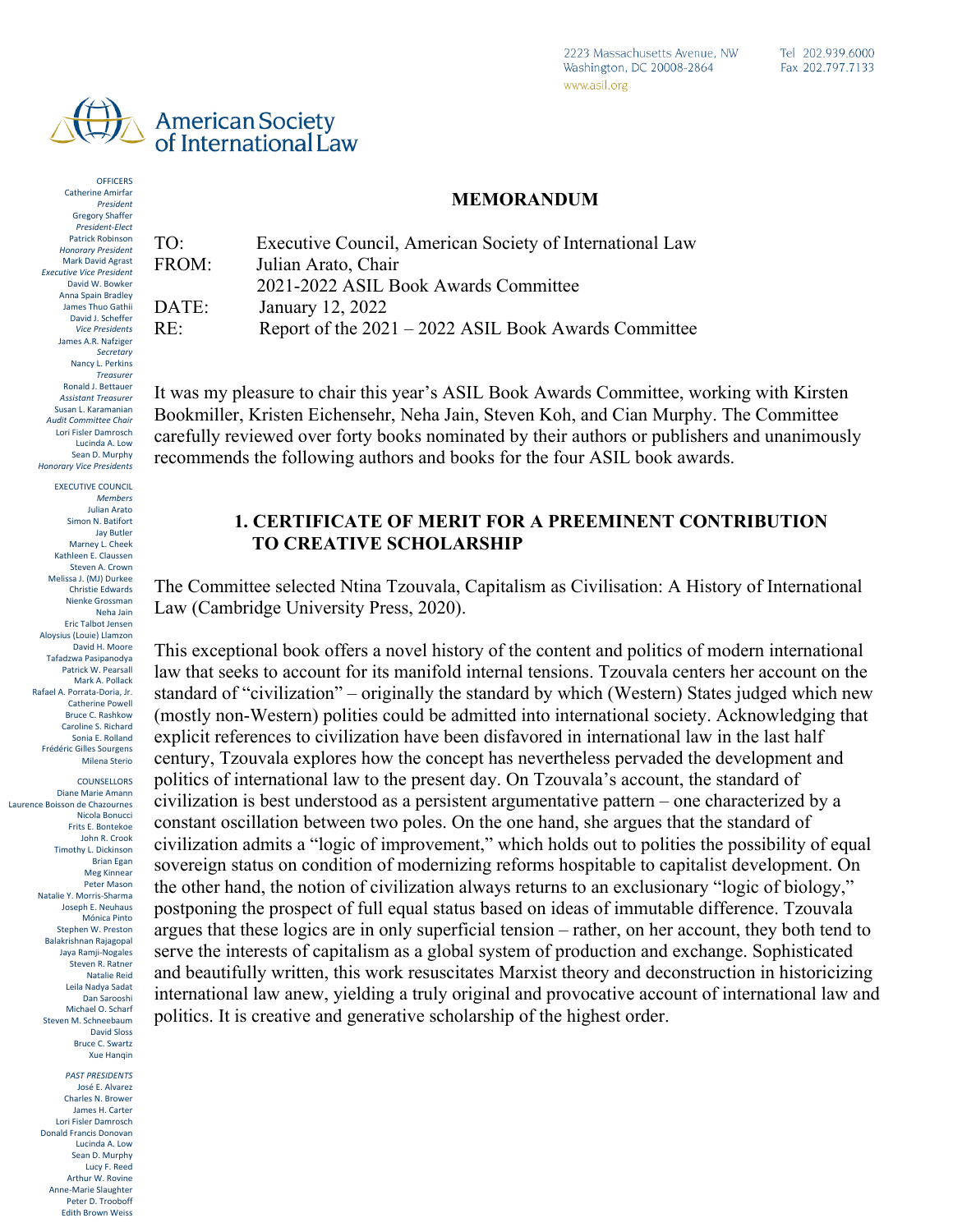2223 Massachusetts Avenue, NW
Washington, DC 20008-2864
www.asil.org

Tel 202.939.6000
Fax 202.797.7133

American Society of International Law

OFFICERS
Catherine Amirfar
*President*
Gregory Shaffer
*President-Elect*
Patrick Robinson
*Honorary President*
Mark David Agrast
*Executive Vice President*
David W. Bowker
Anna Spain Bradley
James Thuo Gathii
David J. Scheffer
*Vice Presidents*
James A.R. Nafziger
*Secretary*
Nancy L. Perkins
*Treasurer*
Ronald J. Bettauer
*Assistant Treasurer*
Susan L. Karamanian
*Audit Committee Chair*
Lori Fisler Damrosch
Lucinda A. Low
Sean D. Murphy
*Honorary Vice Presidents*

EXECUTIVE COUNCIL
*Members*
Julian Arato
Simon N. Batifort
Jay Butler
Marney L. Cheek
Kathleen E. Claussen
Steven A. Crown
Melissa J. (MJ) Durkee
Christie Edwards
Nienke Grossman
Neha Jain
Eric Talbot Jensen
Aloysius (Louie) Llamzon
David H. Moore
Tafadzwa Pasipanodya
Patrick W. Pearsall
Mark A. Pollack
Rafael A. Porrata-Doria, Jr.
Catherine Powell
Bruce C. Rashkow
Caroline S. Richard
Sonia E. Rolland
Frédéric Gilles Sourgens
Milena Sterio

COUNSELLORS
Diane Marie Amann
Laurence Boisson de Chazournes
Nicola Bonucci
Frits E. Bontekoe
John R. Crook
Timothy L. Dickinson
Brian Egan
Meg Kinnear
Peter Mason
Natalie Y. Morris-Sharma
Joseph E. Neuhaus
Mónica Pinto
Stephen W. Preston
Balakrishnan Rajagopal
Jaya Ramji-Nogales
Steven R. Ratner
Natalie Reid
Leila Nadya Sadat
Dan Sarooshi
Michael O. Scharf
Steven M. Schneebaum
David Sloss
Bruce C. Swartz
Xue Hanqin

*PAST PRESIDENTS*
José E. Alvarez
Charles N. Brower
James H. Carter
Lori Fisler Damrosch
Donald Francis Donovan
Lucinda A. Low
Sean D. Murphy
Lucy F. Reed
Arthur W. Rovine
Anne-Marie Slaughter
Peter D. Trooboff
Edith Brown Weiss

**MEMORANDUM**

TO: Executive Council, American Society of International Law
FROM: Julian Arato, Chair
2021-2022 ASIL Book Awards Committee
DATE: January 12, 2022
RE: Report of the 2021 – 2022 ASIL Book Awards Committee

It was my pleasure to chair this year's ASIL Book Awards Committee, working with Kirsten Bookmiller, Kristen Eichensehr, Neha Jain, Steven Koh, and Cian Murphy. The Committee carefully reviewed over forty books nominated by their authors or publishers and unanimously recommends the following authors and books for the four ASIL book awards.

## 1. CERTIFICATE OF MERIT FOR A PREEMINENT CONTRIBUTION TO CREATIVE SCHOLARSHIP

The Committee selected Ntina Tzouvala, Capitalism as Civilisation: A History of International Law (Cambridge University Press, 2020).

This exceptional book offers a novel history of the content and politics of modern international law that seeks to account for its manifold internal tensions. Tzouvala centers her account on the standard of "civilization" – originally the standard by which (Western) States judged which new (mostly non-Western) polities could be admitted into international society. Acknowledging that explicit references to civilization have been disfavored in international law in the last half century, Tzouvala explores how the concept has nevertheless pervaded the development and politics of international law to the present day. On Tzouvala's account, the standard of civilization is best understood as a persistent argumentative pattern – one characterized by a constant oscillation between two poles. On the one hand, she argues that the standard of civilization admits a "logic of improvement," which holds out to polities the possibility of equal sovereign status on condition of modernizing reforms hospitable to capitalist development. On the other hand, the notion of civilization always returns to an exclusionary "logic of biology," postponing the prospect of full equal status based on ideas of immutable difference. Tzouvala argues that these logics are in only superficial tension – rather, on her account, they both tend to serve the interests of capitalism as a global system of production and exchange. Sophisticated and beautifully written, this work resuscitates Marxist theory and deconstruction in historicizing international law anew, yielding a truly original and provocative account of international law and politics. It is creative and generative scholarship of the highest order.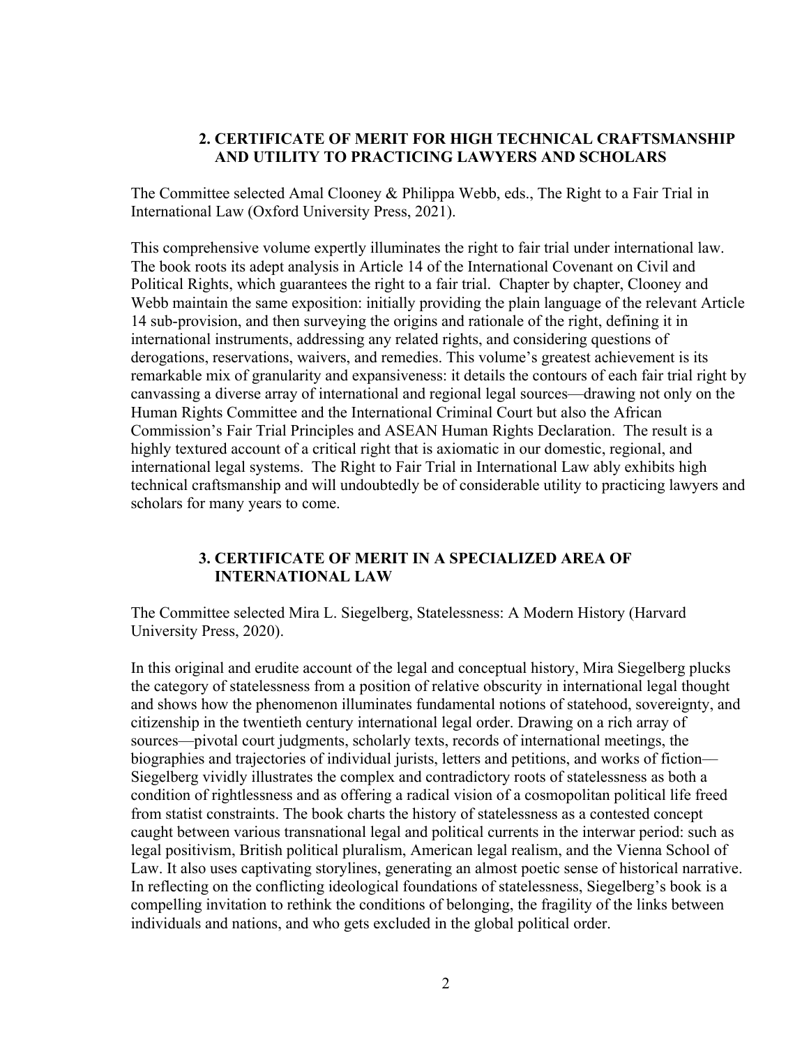## 2. CERTIFICATE OF MERIT FOR HIGH TECHNICAL CRAFTSMANSHIP AND UTILITY TO PRACTICING LAWYERS AND SCHOLARS

The Committee selected Amal Clooney & Philippa Webb, eds., The Right to a Fair Trial in International Law (Oxford University Press, 2021).

This comprehensive volume expertly illuminates the right to fair trial under international law. The book roots its adept analysis in Article 14 of the International Covenant on Civil and Political Rights, which guarantees the right to a fair trial. Chapter by chapter, Clooney and Webb maintain the same exposition: initially providing the plain language of the relevant Article 14 sub-provision, and then surveying the origins and rationale of the right, defining it in international instruments, addressing any related rights, and considering questions of derogations, reservations, waivers, and remedies. This volume's greatest achievement is its remarkable mix of granularity and expansiveness: it details the contours of each fair trial right by canvassing a diverse array of international and regional legal sources—drawing not only on the Human Rights Committee and the International Criminal Court but also the African Commission's Fair Trial Principles and ASEAN Human Rights Declaration. The result is a highly textured account of a critical right that is axiomatic in our domestic, regional, and international legal systems. The Right to Fair Trial in International Law ably exhibits high technical craftsmanship and will undoubtedly be of considerable utility to practicing lawyers and scholars for many years to come.

## 3. CERTIFICATE OF MERIT IN A SPECIALIZED AREA OF INTERNATIONAL LAW

The Committee selected Mira L. Siegelberg, Statelessness: A Modern History (Harvard University Press, 2020).

In this original and erudite account of the legal and conceptual history, Mira Siegelberg plucks the category of statelessness from a position of relative obscurity in international legal thought and shows how the phenomenon illuminates fundamental notions of statehood, sovereignty, and citizenship in the twentieth century international legal order. Drawing on a rich array of sources—pivotal court judgments, scholarly texts, records of international meetings, the biographies and trajectories of individual jurists, letters and petitions, and works of fiction—Siegelberg vividly illustrates the complex and contradictory roots of statelessness as both a condition of rightlessness and as offering a radical vision of a cosmopolitan political life freed from statist constraints. The book charts the history of statelessness as a contested concept caught between various transnational legal and political currents in the interwar period: such as legal positivism, British political pluralism, American legal realism, and the Vienna School of Law. It also uses captivating storylines, generating an almost poetic sense of historical narrative. In reflecting on the conflicting ideological foundations of statelessness, Siegelberg's book is a compelling invitation to rethink the conditions of belonging, the fragility of the links between individuals and nations, and who gets excluded in the global political order.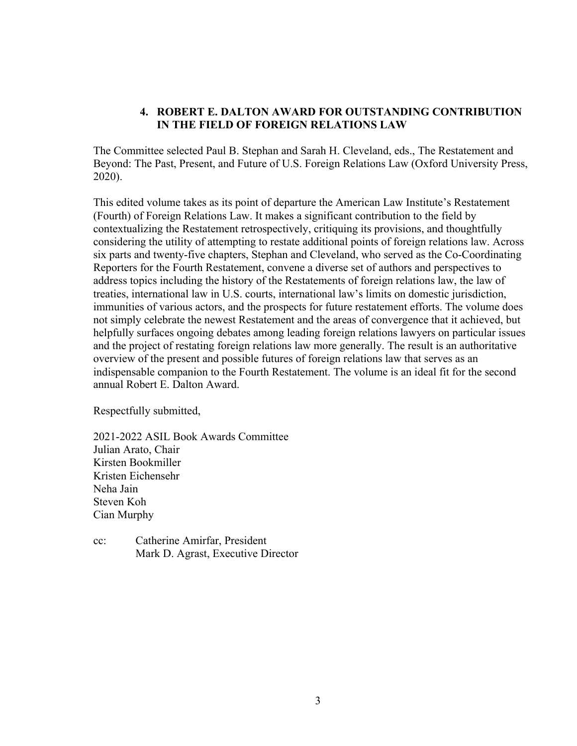## 4. ROBERT E. DALTON AWARD FOR OUTSTANDING CONTRIBUTION IN THE FIELD OF FOREIGN RELATIONS LAW

The Committee selected Paul B. Stephan and Sarah H. Cleveland, eds., The Restatement and Beyond: The Past, Present, and Future of U.S. Foreign Relations Law (Oxford University Press, 2020).

This edited volume takes as its point of departure the American Law Institute's Restatement (Fourth) of Foreign Relations Law. It makes a significant contribution to the field by contextualizing the Restatement retrospectively, critiquing its provisions, and thoughtfully considering the utility of attempting to restate additional points of foreign relations law. Across six parts and twenty-five chapters, Stephan and Cleveland, who served as the Co-Coordinating Reporters for the Fourth Restatement, convene a diverse set of authors and perspectives to address topics including the history of the Restatements of foreign relations law, the law of treaties, international law in U.S. courts, international law's limits on domestic jurisdiction, immunities of various actors, and the prospects for future restatement efforts. The volume does not simply celebrate the newest Restatement and the areas of convergence that it achieved, but helpfully surfaces ongoing debates among leading foreign relations lawyers on particular issues and the project of restating foreign relations law more generally. The result is an authoritative overview of the present and possible futures of foreign relations law that serves as an indispensable companion to the Fourth Restatement. The volume is an ideal fit for the second annual Robert E. Dalton Award.

Respectfully submitted,

2021-2022 ASIL Book Awards Committee
Julian Arato, Chair
Kirsten Bookmiller
Kristen Eichensehr
Neha Jain
Steven Koh
Cian Murphy

cc: Catherine Amirfar, President
Mark D. Agrast, Executive Director